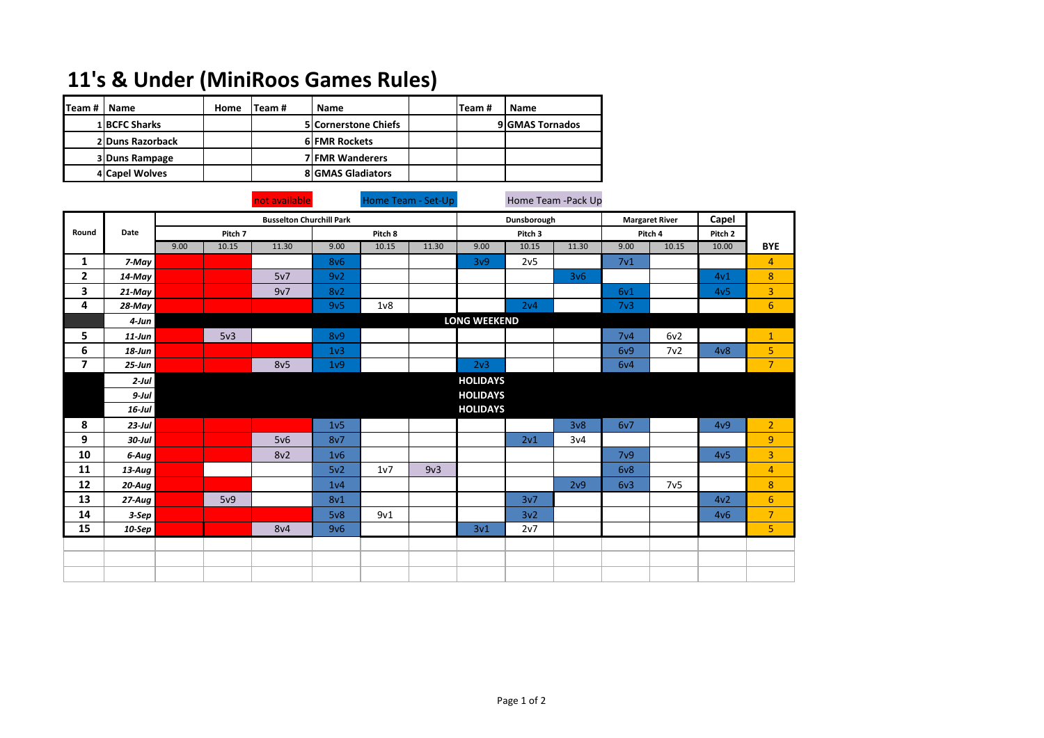# 11's & Under (MiniRoos Games Rules)

| Team # | Name | Home | Team # | Name | | Team # | Name |
|---|---|---|---|---|---|---|---|
| 1 | BCFC Sharks | | 5 | Cornerstone Chiefs | | 9 | GMAS Tornados |
| 2 | Duns Razorback | | 6 | FMR Rockets | | | |
| 3 | Duns Rampage | | 7 | FMR Wanderers | | | |
| 4 | Capel Wolves | | 8 | GMAS Gladiators | | | |

not available | Home Team - Set-Up | Home Team -Pack Up

| Round | Date | Busselton Churchill Park | | | | | | Dunsborough | | | Margaret River | | Capel | BYE |
|---|---|---|---|---|---|---|---|---|---|---|---|---|---|---|
| | | Pitch 7 | | | Pitch 8 | | | Pitch 3 | | | Pitch 4 | | Pitch 2 | |
| | | 9.00 | 10.15 | 11.30 | 9.00 | 10.15 | 11.30 | 9.00 | 10.15 | 11.30 | 9.00 | 10.15 | 10.00 | |
| 1 | 7-May | | | | 8v6 | | | 3v9 | 2v5 | | 7v1 | | | 4 |
| 2 | 14-May | | | 5v7 | 9v2 | | | | | 3v6 | | | 4v1 | 8 |
| 3 | 21-May | | | 9v7 | 8v2 | | | | | | 6v1 | | 4v5 | 3 |
| 4 | 28-May | | | | 9v5 | 1v8 | | | 2v4 | | 7v3 | | | 6 |
| | 4-Jun | LONG WEEKEND | | | | | | | | | | | | |
| 5 | 11-Jun | | 5v3 | | 8v9 | | | | | | 7v4 | 6v2 | | 1 |
| 6 | 18-Jun | | | | 1v3 | | | | | | 6v9 | 7v2 | 4v8 | 5 |
| 7 | 25-Jun | | | 8v5 | 1v9 | | | 2v3 | | | 6v4 | | | 7 |
| | 2-Jul | HOLIDAYS | | | | | | | | | | | | |
| | 9-Jul | HOLIDAYS | | | | | | | | | | | | |
| | 16-Jul | HOLIDAYS | | | | | | | | | | | | |
| 8 | 23-Jul | | | | 1v5 | | | | | 3v8 | 6v7 | | 4v9 | 2 |
| 9 | 30-Jul | | | 5v6 | 8v7 | | | | 2v1 | 3v4 | | | | 9 |
| 10 | 6-Aug | | | 8v2 | 1v6 | | | | | | 7v9 | | 4v5 | 3 |
| 11 | 13-Aug | | | | 5v2 | 1v7 | 9v3 | | | | 6v8 | | | 4 |
| 12 | 20-Aug | | | | 1v4 | | | | | 2v9 | 6v3 | 7v5 | | 8 |
| 13 | 27-Aug | | 5v9 | | 8v1 | | | | 3v7 | | | | 4v2 | 6 |
| 14 | 3-Sep | | | | 5v8 | 9v1 | | | 3v2 | | | | 4v6 | 7 |
| 15 | 10-Sep | | | 8v4 | 9v6 | | | 3v1 | 2v7 | | | | | 5 |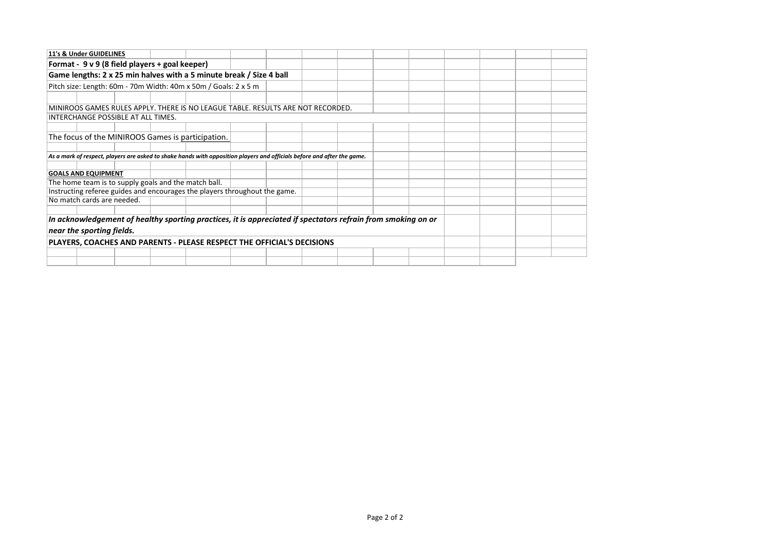**11's & Under GUIDELINES**

**Format - 9 v 9 (8 field players + goal keeper)**

**Game lengths: 2 x 25 min halves with a 5 minute break / Size 4 ball**

Pitch size: Length: 60m - 70m Width: 40m x 50m / Goals: 2 x 5 m

MINIROOS GAMES RULES APPLY. THERE IS NO LEAGUE TABLE. RESULTS ARE NOT RECORDED.

INTERCHANGE POSSIBLE AT ALL TIMES.

The focus of the MINIROOS Games is participation.

***As a mark of respect, players are asked to shake hands with opposition players and officials before and after the game.***

**GOALS AND EQUIPMENT**

The home team is to supply goals and the match ball.

Instructing referee guides and encourages the players throughout the game.

No match cards are needed.

***In acknowledgement of healthy sporting practices, it is appreciated if spectators refrain from smoking on or near the sporting fields.***

**PLAYERS, COACHES AND PARENTS - PLEASE RESPECT THE OFFICIAL'S DECISIONS**